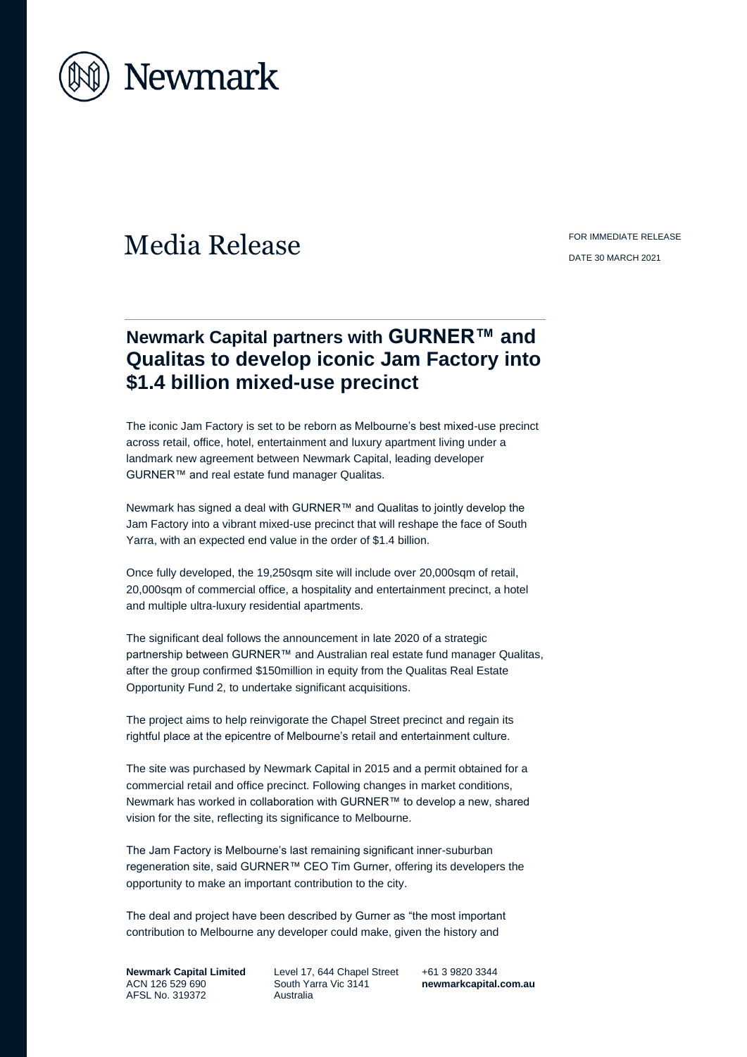Newmark

# Media Release

FOR IMMEDIATE RELEASE

DATE 30 MARCH 2021

## Newmark Capital partners with GURNER™ and Qualitas to develop iconic Jam Factory into $1.4 billion mixed-use precinct

The iconic Jam Factory is set to be reborn as Melbourne's best mixed-use precinct across retail, office, hotel, entertainment and luxury apartment living under a landmark new agreement between Newmark Capital, leading developer GURNER™ and real estate fund manager Qualitas.

Newmark has signed a deal with GURNER™ and Qualitas to jointly develop the Jam Factory into a vibrant mixed-use precinct that will reshape the face of South Yarra, with an expected end value in the order of $1.4 billion.

Once fully developed, the 19,250sqm site will include over 20,000sqm of retail, 20,000sqm of commercial office, a hospitality and entertainment precinct, a hotel and multiple ultra-luxury residential apartments.

The significant deal follows the announcement in late 2020 of a strategic partnership between GURNER™ and Australian real estate fund manager Qualitas, after the group confirmed $150million in equity from the Qualitas Real Estate Opportunity Fund 2, to undertake significant acquisitions.

The project aims to help reinvigorate the Chapel Street precinct and regain its rightful place at the epicentre of Melbourne's retail and entertainment culture.

The site was purchased by Newmark Capital in 2015 and a permit obtained for a commercial retail and office precinct. Following changes in market conditions, Newmark has worked in collaboration with GURNER™ to develop a new, shared vision for the site, reflecting its significance to Melbourne.

The Jam Factory is Melbourne's last remaining significant inner-suburban regeneration site, said GURNER™ CEO Tim Gurner, offering its developers the opportunity to make an important contribution to the city.

The deal and project have been described by Gurner as "the most important contribution to Melbourne any developer could make, given the history and

**Newmark Capital Limited**
ACN 126 529 690
AFSL No. 319372

Level 17, 644 Chapel Street
South Yarra Vic 3141
Australia

+61 3 9820 3344
**newmarkcapital.com.au**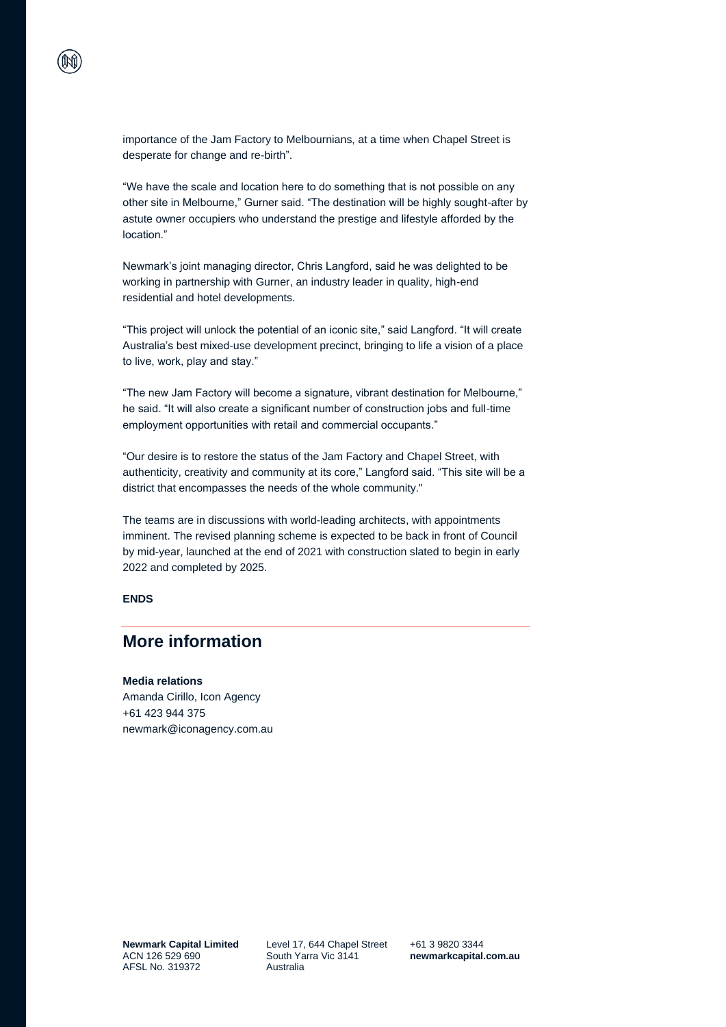importance of the Jam Factory to Melbournians, at a time when Chapel Street is desperate for change and re-birth".

"We have the scale and location here to do something that is not possible on any other site in Melbourne," Gurner said. "The destination will be highly sought-after by astute owner occupiers who understand the prestige and lifestyle afforded by the location."

Newmark's joint managing director, Chris Langford, said he was delighted to be working in partnership with Gurner, an industry leader in quality, high-end residential and hotel developments.

"This project will unlock the potential of an iconic site," said Langford. "It will create Australia's best mixed-use development precinct, bringing to life a vision of a place to live, work, play and stay."

"The new Jam Factory will become a signature, vibrant destination for Melbourne," he said. "It will also create a significant number of construction jobs and full-time employment opportunities with retail and commercial occupants."

"Our desire is to restore the status of the Jam Factory and Chapel Street, with authenticity, creativity and community at its core," Langford said. "This site will be a district that encompasses the needs of the whole community."

The teams are in discussions with world-leading architects, with appointments imminent. The revised planning scheme is expected to be back in front of Council by mid-year, launched at the end of 2021 with construction slated to begin in early 2022 and completed by 2025.

**ENDS**

## More information

**Media relations**
Amanda Cirillo, Icon Agency
+61 423 944 375
newmark@iconagency.com.au

**Newmark Capital Limited**
ACN 126 529 690
AFSL No. 319372

Level 17, 644 Chapel Street
South Yarra Vic 3141
Australia

+61 3 9820 3344
**newmarkcapital.com.au**